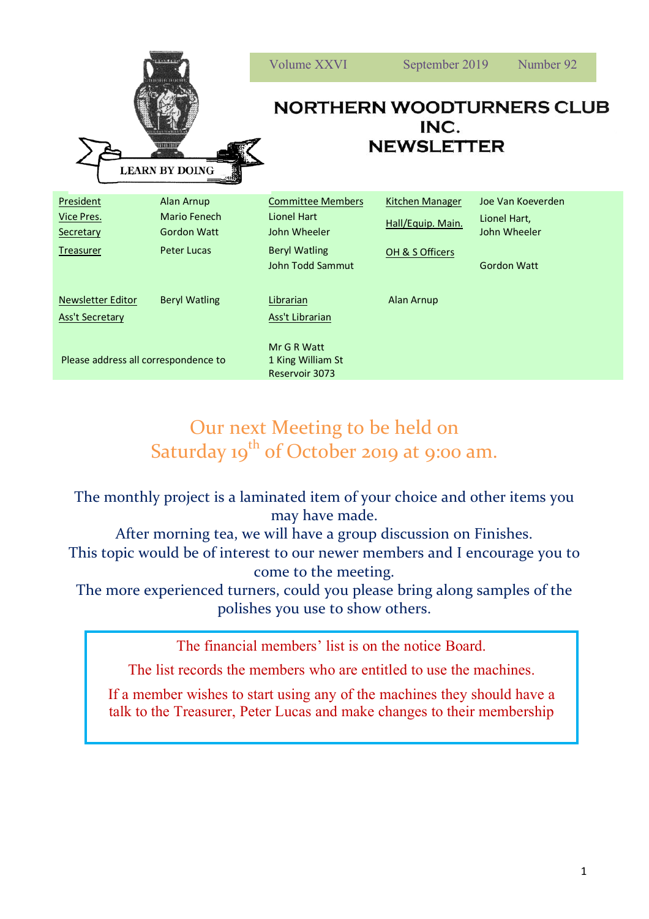LEARN BY DOING

| Volume XXVI | September 2019 | Number 92 |
|---|---|---|

# NORTHERN WOODTURNERS CLUB INC. NEWSLETTER

| | | | | | |
|---|---|---|---|---|---|
| President | Alan Arnup | Committee Members | | Kitchen Manager | Joe Van Koeverden |
| Vice Pres. | Mario Fenech | Lionel Hart | | Hall/Equip. Main. | Lionel Hart, John Wheeler |
| Secretary | Gordon Watt | John Wheeler | | | |
| Treasurer | Peter Lucas | Beryl Watling | | OH & S Officers | Gordon Watt |
| | | John Todd Sammut | | | |
| Newsletter Editor | Beryl Watling | Librarian | Alan Arnup | | |
| Ass't Secretary | | Ass't Librarian | | | |

Please address all correspondence to Mr G R Watt, 1 King William St, Reservoir 3073

## Our next Meeting to be held on Saturday 19th of October 2019 at 9:00 am.

The monthly project is a laminated item of your choice and other items you may have made.

After morning tea, we will have a group discussion on Finishes.

This topic would be of interest to our newer members and I encourage you to come to the meeting.

The more experienced turners, could you please bring along samples of the polishes you use to show others.

> The financial members' list is on the notice Board.
>
> The list records the members who are entitled to use the machines.
>
> If a member wishes to start using any of the machines they should have a talk to the Treasurer, Peter Lucas and make changes to their membership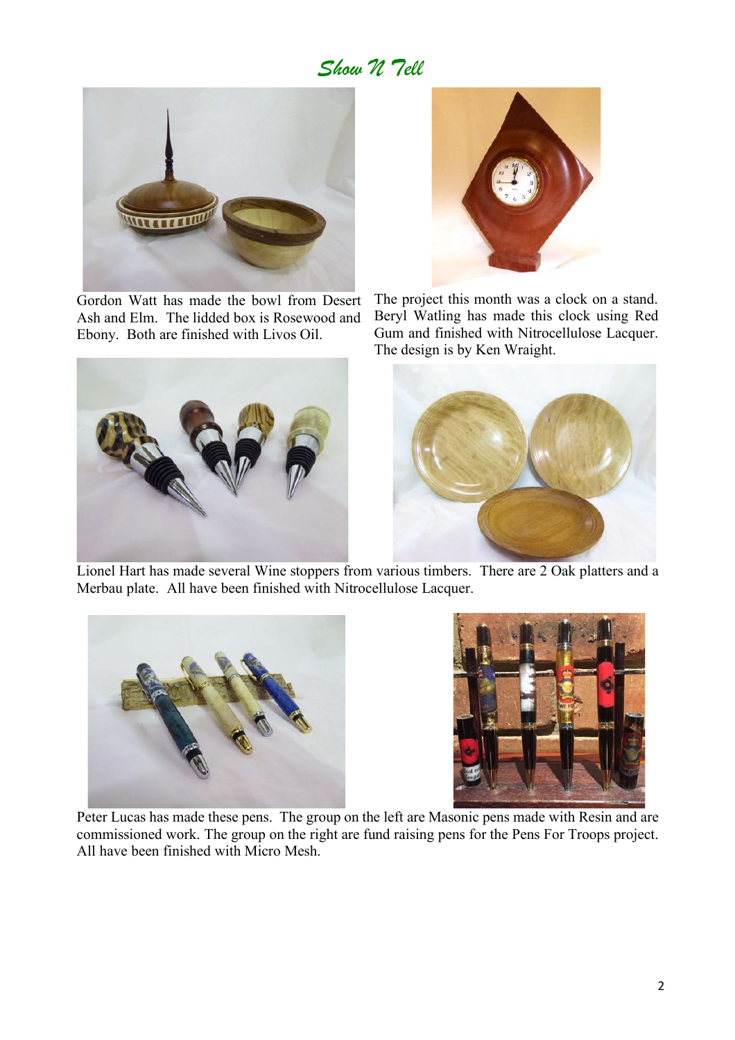# *Show N Tell*

Gordon Watt has made the bowl from Desert Ash and Elm. The lidded box is Rosewood and Ebony. Both are finished with Livos Oil.

The project this month was a clock on a stand. Beryl Watling has made this clock using Red Gum and finished with Nitrocellulose Lacquer. The design is by Ken Wraight.

Lionel Hart has made several Wine stoppers from various timbers. There are 2 Oak platters and a Merbau plate. All have been finished with Nitrocellulose Lacquer.

Peter Lucas has made these pens. The group on the left are Masonic pens made with Resin and are commissioned work. The group on the right are fund raising pens for the Pens For Troops project. All have been finished with Micro Mesh.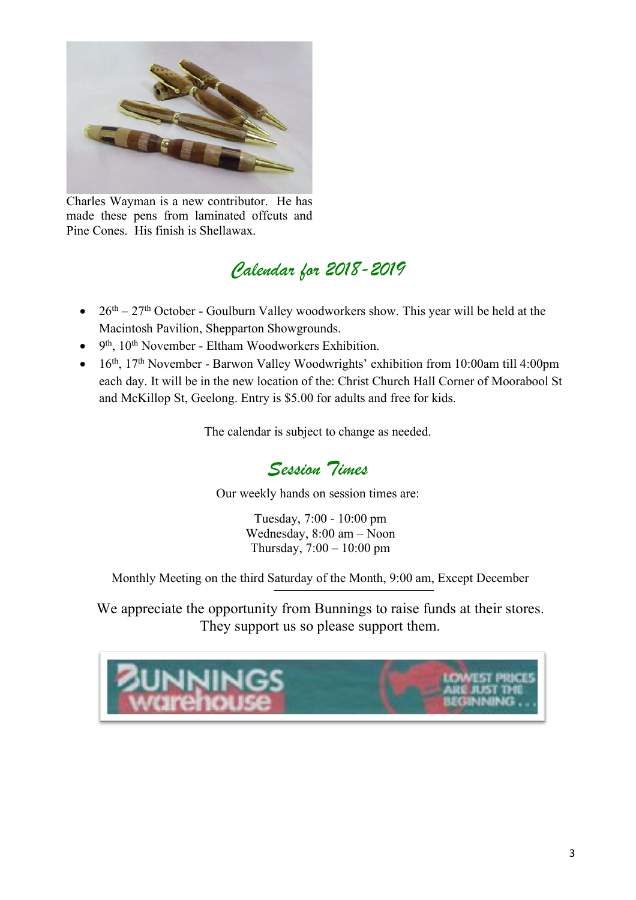Charles Wayman is a new contributor. He has made these pens from laminated offcuts and Pine Cones. His finish is Shellawax.

## *Calendar for 2018-2019*

- 26th – 27th October - Goulburn Valley woodworkers show. This year will be held at the Macintosh Pavilion, Shepparton Showgrounds.
- 9th, 10th November - Eltham Woodworkers Exhibition.
- 16th, 17th November - Barwon Valley Woodwrights' exhibition from 10:00am till 4:00pm each day. It will be in the new location of the: Christ Church Hall Corner of Moorabool St and McKillop St, Geelong. Entry is $5.00 for adults and free for kids.

The calendar is subject to change as needed.

## *Session Times*

Our weekly hands on session times are:

Tuesday, 7:00 - 10:00 pm
Wednesday, 8:00 am – Noon
Thursday, 7:00 – 10:00 pm

Monthly Meeting on the third Saturday of the Month, 9:00 am, Except December

---

We appreciate the opportunity from Bunnings to raise funds at their stores. They support us so please support them.